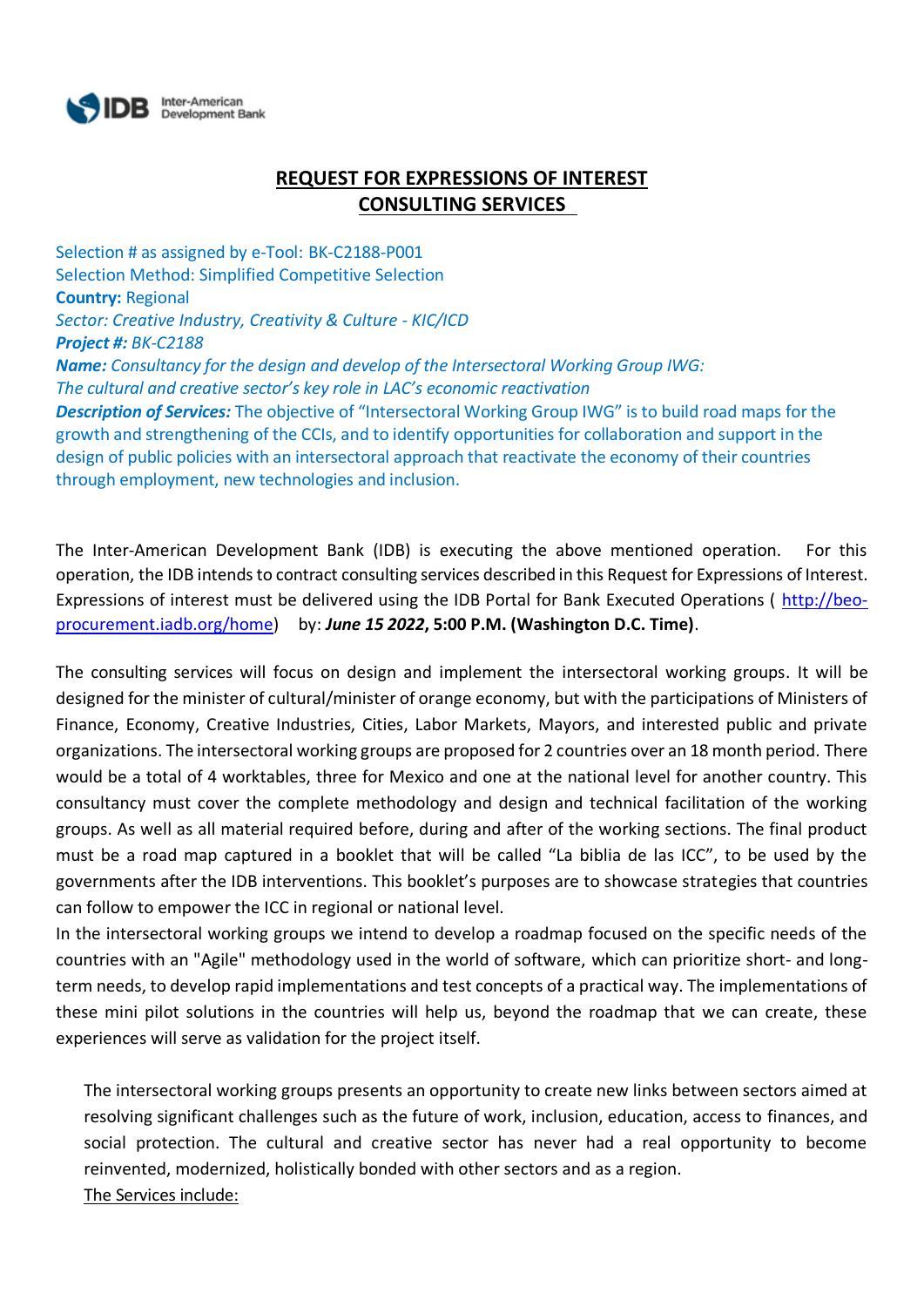# REQUEST FOR EXPRESSIONS OF INTEREST
## CONSULTING SERVICES

Selection # as assigned by e-Tool: BK-C2188-P001
Selection Method: Simplified Competitive Selection
**Country:** Regional
*Sector: Creative Industry, Creativity & Culture - KIC/ICD*
***Project #:*** *BK-C2188*
***Name:*** *Consultancy for the design and develop of the Intersectoral Working Group IWG: The cultural and creative sector's key role in LAC's economic reactivation*
***Description of Services:*** The objective of "Intersectoral Working Group IWG" is to build road maps for the growth and strengthening of the CCIs, and to identify opportunities for collaboration and support in the design of public policies with an intersectoral approach that reactivate the economy of their countries through employment, new technologies and inclusion.

The Inter-American Development Bank (IDB) is executing the above mentioned operation. For this operation, the IDB intends to contract consulting services described in this Request for Expressions of Interest. Expressions of interest must be delivered using the IDB Portal for Bank Executed Operations ( http://beo-procurement.iadb.org/home) by: ***June 15 2022***, **5:00 P.M. (Washington D.C. Time)**.

The consulting services will focus on design and implement the intersectoral working groups. It will be designed for the minister of cultural/minister of orange economy, but with the participations of Ministers of Finance, Economy, Creative Industries, Cities, Labor Markets, Mayors, and interested public and private organizations. The intersectoral working groups are proposed for 2 countries over an 18 month period. There would be a total of 4 worktables, three for Mexico and one at the national level for another country. This consultancy must cover the complete methodology and design and technical facilitation of the working groups. As well as all material required before, during and after of the working sections. The final product must be a road map captured in a booklet that will be called "La biblia de las ICC", to be used by the governments after the IDB interventions. This booklet's purposes are to showcase strategies that countries can follow to empower the ICC in regional or national level.
In the intersectoral working groups we intend to develop a roadmap focused on the specific needs of the countries with an "Agile" methodology used in the world of software, which can prioritize short- and long-term needs, to develop rapid implementations and test concepts of a practical way. The implementations of these mini pilot solutions in the countries will help us, beyond the roadmap that we can create, these experiences will serve as validation for the project itself.

The intersectoral working groups presents an opportunity to create new links between sectors aimed at resolving significant challenges such as the future of work, inclusion, education, access to finances, and social protection. The cultural and creative sector has never had a real opportunity to become reinvented, modernized, holistically bonded with other sectors and as a region.
The Services include: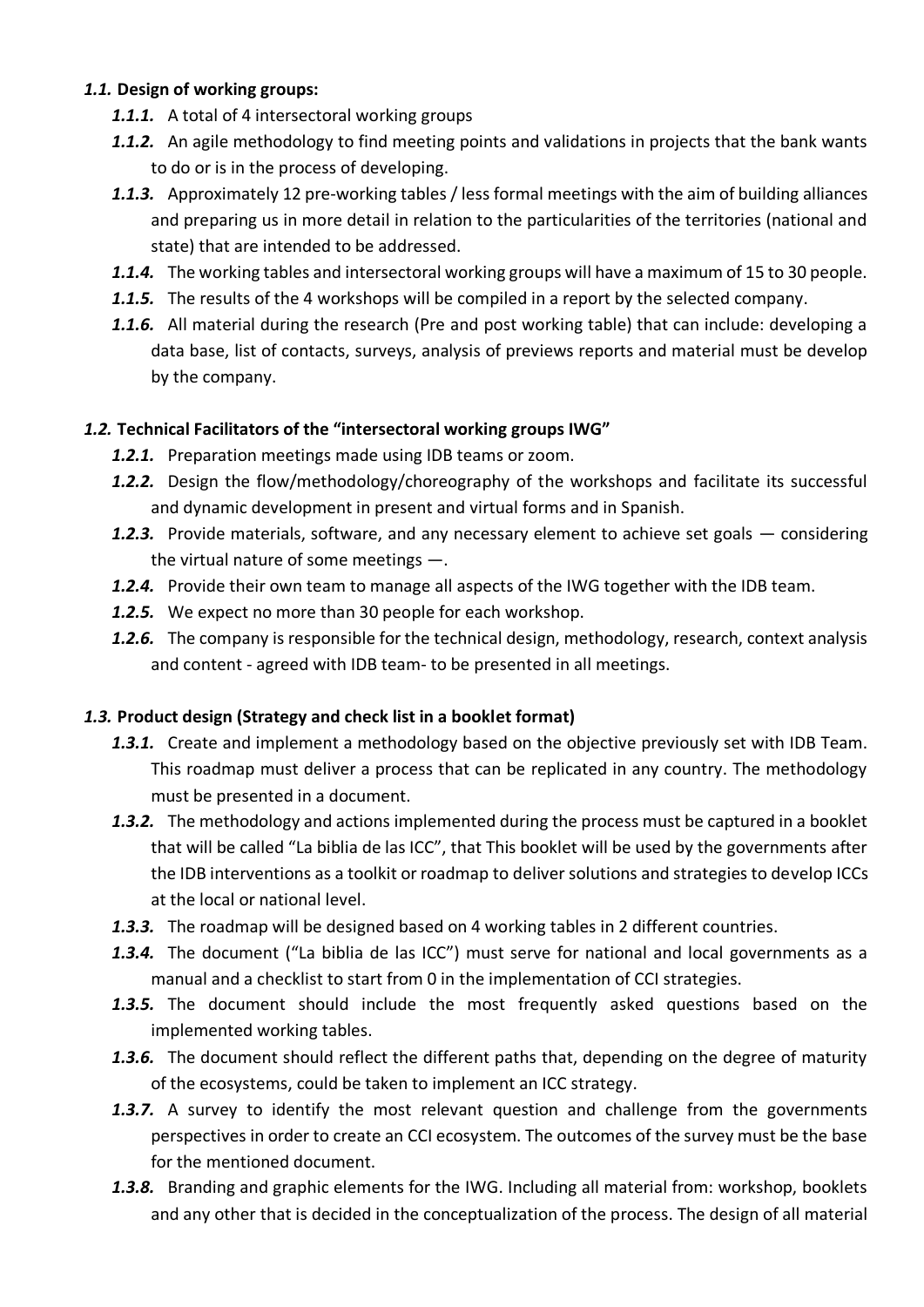### *1.1.* **Design of working groups:**

- ***1.1.1.*** A total of 4 intersectoral working groups
- ***1.1.2.*** An agile methodology to find meeting points and validations in projects that the bank wants to do or is in the process of developing.
- ***1.1.3.*** Approximately 12 pre-working tables / less formal meetings with the aim of building alliances and preparing us in more detail in relation to the particularities of the territories (national and state) that are intended to be addressed.
- ***1.1.4.*** The working tables and intersectoral working groups will have a maximum of 15 to 30 people.
- ***1.1.5.*** The results of the 4 workshops will be compiled in a report by the selected company.
- ***1.1.6.*** All material during the research (Pre and post working table) that can include: developing a data base, list of contacts, surveys, analysis of previews reports and material must be develop by the company.

### *1.2.* **Technical Facilitators of the "intersectoral working groups IWG"**

- ***1.2.1.*** Preparation meetings made using IDB teams or zoom.
- ***1.2.2.*** Design the flow/methodology/choreography of the workshops and facilitate its successful and dynamic development in present and virtual forms and in Spanish.
- ***1.2.3.*** Provide materials, software, and any necessary element to achieve set goals — considering the virtual nature of some meetings —.
- ***1.2.4.*** Provide their own team to manage all aspects of the IWG together with the IDB team.
- ***1.2.5.*** We expect no more than 30 people for each workshop.
- ***1.2.6.*** The company is responsible for the technical design, methodology, research, context analysis and content - agreed with IDB team- to be presented in all meetings.

### *1.3.* **Product design (Strategy and check list in a booklet format)**

- ***1.3.1.*** Create and implement a methodology based on the objective previously set with IDB Team. This roadmap must deliver a process that can be replicated in any country. The methodology must be presented in a document.
- ***1.3.2.*** The methodology and actions implemented during the process must be captured in a booklet that will be called "La biblia de las ICC", that This booklet will be used by the governments after the IDB interventions as a toolkit or roadmap to deliver solutions and strategies to develop ICCs at the local or national level.
- ***1.3.3.*** The roadmap will be designed based on 4 working tables in 2 different countries.
- ***1.3.4.*** The document ("La biblia de las ICC") must serve for national and local governments as a manual and a checklist to start from 0 in the implementation of CCI strategies.
- ***1.3.5.*** The document should include the most frequently asked questions based on the implemented working tables.
- ***1.3.6.*** The document should reflect the different paths that, depending on the degree of maturity of the ecosystems, could be taken to implement an ICC strategy.
- ***1.3.7.*** A survey to identify the most relevant question and challenge from the governments perspectives in order to create an CCI ecosystem. The outcomes of the survey must be the base for the mentioned document.
- ***1.3.8.*** Branding and graphic elements for the IWG. Including all material from: workshop, booklets and any other that is decided in the conceptualization of the process. The design of all material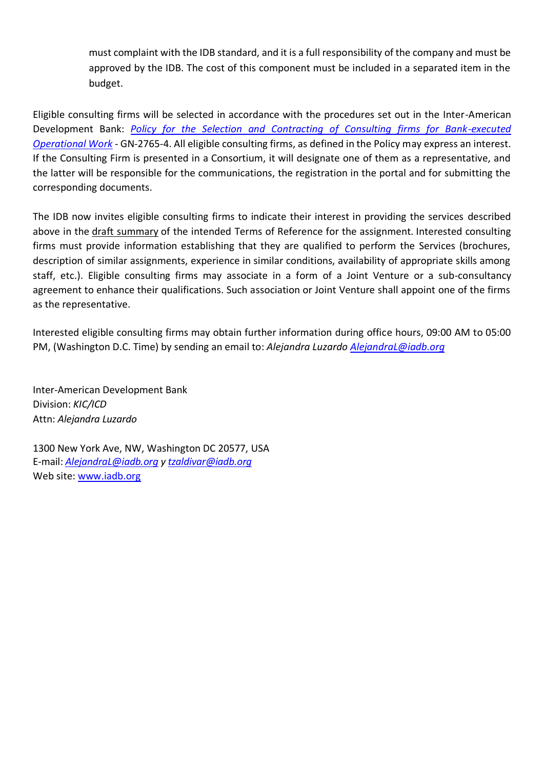must complaint with the IDB standard, and it is a full responsibility of the company and must be approved by the IDB. The cost of this component must be included in a separated item in the budget.

Eligible consulting firms will be selected in accordance with the procedures set out in the Inter-American Development Bank: *Policy for the Selection and Contracting of Consulting firms for Bank-executed Operational Work* - GN-2765-4. All eligible consulting firms, as defined in the Policy may express an interest. If the Consulting Firm is presented in a Consortium, it will designate one of them as a representative, and the latter will be responsible for the communications, the registration in the portal and for submitting the corresponding documents.

The IDB now invites eligible consulting firms to indicate their interest in providing the services described above in the draft summary of the intended Terms of Reference for the assignment. Interested consulting firms must provide information establishing that they are qualified to perform the Services (brochures, description of similar assignments, experience in similar conditions, availability of appropriate skills among staff, etc.). Eligible consulting firms may associate in a form of a Joint Venture or a sub-consultancy agreement to enhance their qualifications. Such association or Joint Venture shall appoint one of the firms as the representative.

Interested eligible consulting firms may obtain further information during office hours, 09:00 AM to 05:00 PM, (Washington D.C. Time) by sending an email to: *Alejandra Luzardo* AlejandraL@iadb.org

Inter-American Development Bank  
Division: *KIC/ICD*  
Attn: *Alejandra Luzardo*

1300 New York Ave, NW, Washington DC 20577, USA  
E-mail: *AlejandraL@iadb.org y* tzaldivar@iadb.org  
Web site: www.iadb.org